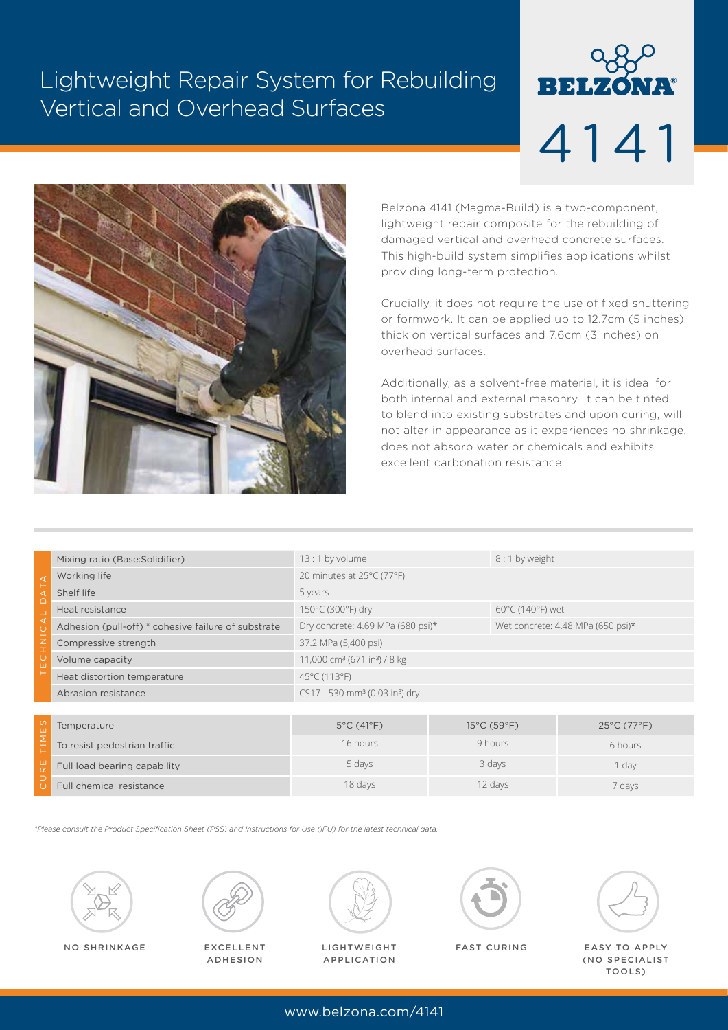# Lightweight Repair System for Rebuilding Vertical and Overhead Surfaces

BELZONA®

4141

Belzona 4141 (Magma-Build) is a two-component, lightweight repair composite for the rebuilding of damaged vertical and overhead concrete surfaces. This high-build system simplifies applications whilst providing long-term protection.

Crucially, it does not require the use of fixed shuttering or formwork. It can be applied up to 12.7cm (5 inches) thick on vertical surfaces and 7.6cm (3 inches) on overhead surfaces.

Additionally, as a solvent-free material, it is ideal for both internal and external masonry. It can be tinted to blend into existing substrates and upon curing, will not alter in appearance as it experiences no shrinkage, does not absorb water or chemicals and exhibits excellent carbonation resistance.

**TECHNICAL DATA**

| Property | Value | |
|---|---|---|
| Mixing ratio (Base:Solidifier) | 13 : 1 by volume | 8 : 1 by weight |
| Working life | 20 minutes at 25°C (77°F) | |
| Shelf life | 5 years | |
| Heat resistance | 150°C (300°F) dry | 60°C (140°F) wet |
| Adhesion (pull-off) * cohesive failure of substrate | Dry concrete: 4.69 MPa (680 psi)* | Wet concrete: 4.48 MPa (650 psi)* |
| Compressive strength | 37.2 MPa (5,400 psi) | |
| Volume capacity | 11,000 cm³ (671 in³) / 8 kg | |
| Heat distortion temperature | 45°C (113°F) | |
| Abrasion resistance | CS17 - 530 mm³ (0.03 in³) dry | |

**CURE TIMES**

| Temperature | 5°C (41°F) | 15°C (59°F) | 25°C (77°F) |
|---|---|---|---|
| To resist pedestrian traffic | 16 hours | 9 hours | 6 hours |
| Full load bearing capability | 5 days | 3 days | 1 day |
| Full chemical resistance | 18 days | 12 days | 7 days |

*\*Please consult the Product Specification Sheet (PSS) and Instructions for Use (IFU) for the latest technical data.*

NO SHRINKAGE

EXCELLENT ADHESION

LIGHTWEIGHT APPLICATION

FAST CURING

EASY TO APPLY (NO SPECIALIST TOOLS)

www.belzona.com/4141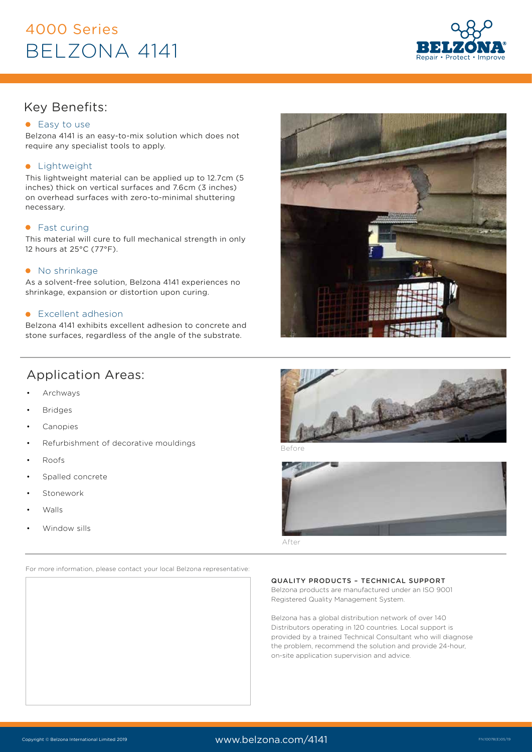# 4000 Series
# BELZONA 4141

## Key Benefits:

- **Easy to use**

Belzona 4141 is an easy-to-mix solution which does not require any specialist tools to apply.

- **Lightweight**

This lightweight material can be applied up to 12.7cm (5 inches) thick on vertical surfaces and 7.6cm (3 inches) on overhead surfaces with zero-to-minimal shuttering necessary.

- **Fast curing**

This material will cure to full mechanical strength in only 12 hours at 25°C (77°F).

- **No shrinkage**

As a solvent-free solution, Belzona 4141 experiences no shrinkage, expansion or distortion upon curing.

- **Excellent adhesion**

Belzona 4141 exhibits excellent adhesion to concrete and stone surfaces, regardless of the angle of the substrate.

## Application Areas:

- Archways
- Bridges
- Canopies
- Refurbishment of decorative mouldings
- Roofs
- Spalled concrete
- Stonework
- Walls
- Window sills

Before

After

For more information, please contact your local Belzona representative:

**QUALITY PRODUCTS – TECHNICAL SUPPORT**

Belzona products are manufactured under an ISO 9001 Registered Quality Management System.

Belzona has a global distribution network of over 140 Distributors operating in 120 countries. Local support is provided by a trained Technical Consultant who will diagnose the problem, recommend the solution and provide 24-hour, on-site application supervision and advice.

Copyright © Belzona International Limited 2019

www.belzona.com/4141

FN10078(E)05/19